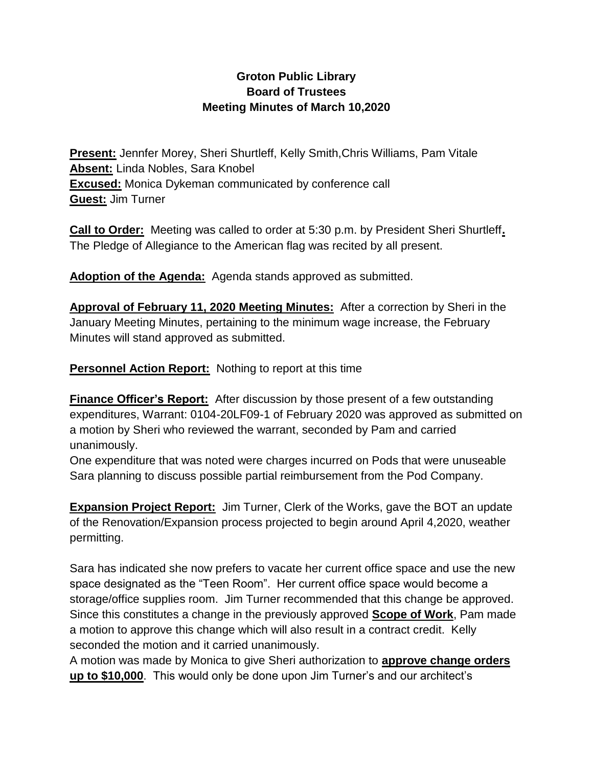**Groton Public Library**
**Board of Trustees**
**Meeting Minutes of March 10,2020**

**Present:** Jennfer Morey, Sheri Shurtleff, Kelly Smith,Chris Williams, Pam Vitale
**Absent:** Linda Nobles, Sara Knobel
**Excused:** Monica Dykeman communicated by conference call
**Guest:** Jim Turner

**Call to Order:** Meeting was called to order at 5:30 p.m. by President Sheri Shurtleff**.** The Pledge of Allegiance to the American flag was recited by all present.

**Adoption of the Agenda:** Agenda stands approved as submitted.

**Approval of February 11, 2020 Meeting Minutes:** After a correction by Sheri in the January Meeting Minutes, pertaining to the minimum wage increase, the February Minutes will stand approved as submitted.

**Personnel Action Report:** Nothing to report at this time

**Finance Officer's Report:** After discussion by those present of a few outstanding expenditures, Warrant: 0104-20LF09-1 of February 2020 was approved as submitted on a motion by Sheri who reviewed the warrant, seconded by Pam and carried unanimously.
One expenditure that was noted were charges incurred on Pods that were unuseable Sara planning to discuss possible partial reimbursement from the Pod Company.

**Expansion Project Report:** Jim Turner, Clerk of the Works, gave the BOT an update of the Renovation/Expansion process projected to begin around April 4,2020, weather permitting.

Sara has indicated she now prefers to vacate her current office space and use the new space designated as the "Teen Room". Her current office space would become a storage/office supplies room. Jim Turner recommended that this change be approved. Since this constitutes a change in the previously approved **Scope of Work**, Pam made a motion to approve this change which will also result in a contract credit. Kelly seconded the motion and it carried unanimously.
A motion was made by Monica to give Sheri authorization to **approve change orders up to $10,000**. This would only be done upon Jim Turner's and our architect's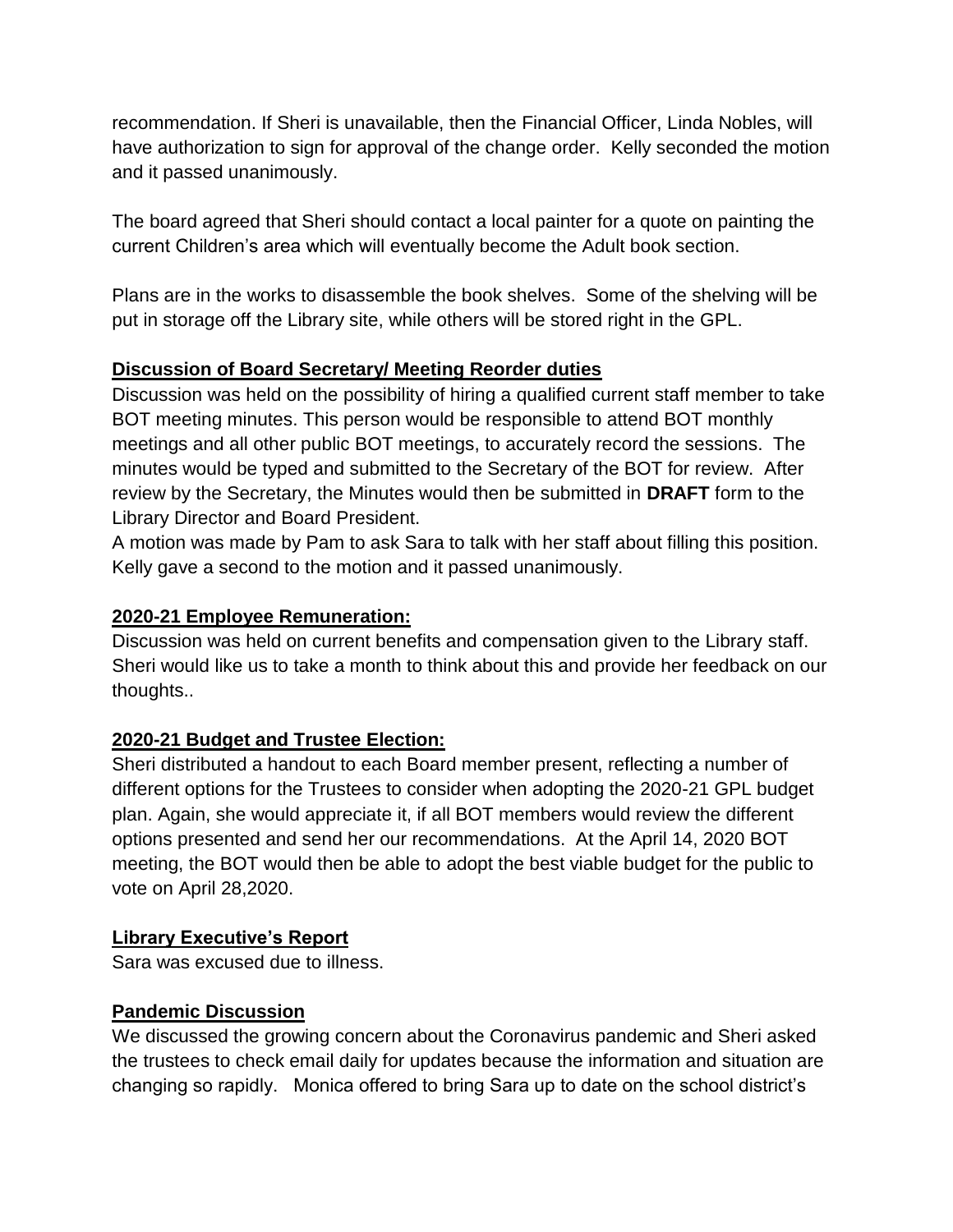recommendation. If Sheri is unavailable, then the Financial Officer, Linda Nobles, will have authorization to sign for approval of the change order. Kelly seconded the motion and it passed unanimously.

The board agreed that Sheri should contact a local painter for a quote on painting the current Children's area which will eventually become the Adult book section.

Plans are in the works to disassemble the book shelves. Some of the shelving will be put in storage off the Library site, while others will be stored right in the GPL.

**Discussion of Board Secretary/ Meeting Reorder duties**

Discussion was held on the possibility of hiring a qualified current staff member to take BOT meeting minutes. This person would be responsible to attend BOT monthly meetings and all other public BOT meetings, to accurately record the sessions. The minutes would be typed and submitted to the Secretary of the BOT for review. After review by the Secretary, the Minutes would then be submitted in **DRAFT** form to the Library Director and Board President.

A motion was made by Pam to ask Sara to talk with her staff about filling this position. Kelly gave a second to the motion and it passed unanimously.

**2020-21 Employee Remuneration:**

Discussion was held on current benefits and compensation given to the Library staff. Sheri would like us to take a month to think about this and provide her feedback on our thoughts..

**2020-21 Budget and Trustee Election:**

Sheri distributed a handout to each Board member present, reflecting a number of different options for the Trustees to consider when adopting the 2020-21 GPL budget plan. Again, she would appreciate it, if all BOT members would review the different options presented and send her our recommendations. At the April 14, 2020 BOT meeting, the BOT would then be able to adopt the best viable budget for the public to vote on April 28,2020.

**Library Executive's Report**

Sara was excused due to illness.

**Pandemic Discussion**

We discussed the growing concern about the Coronavirus pandemic and Sheri asked the trustees to check email daily for updates because the information and situation are changing so rapidly. Monica offered to bring Sara up to date on the school district's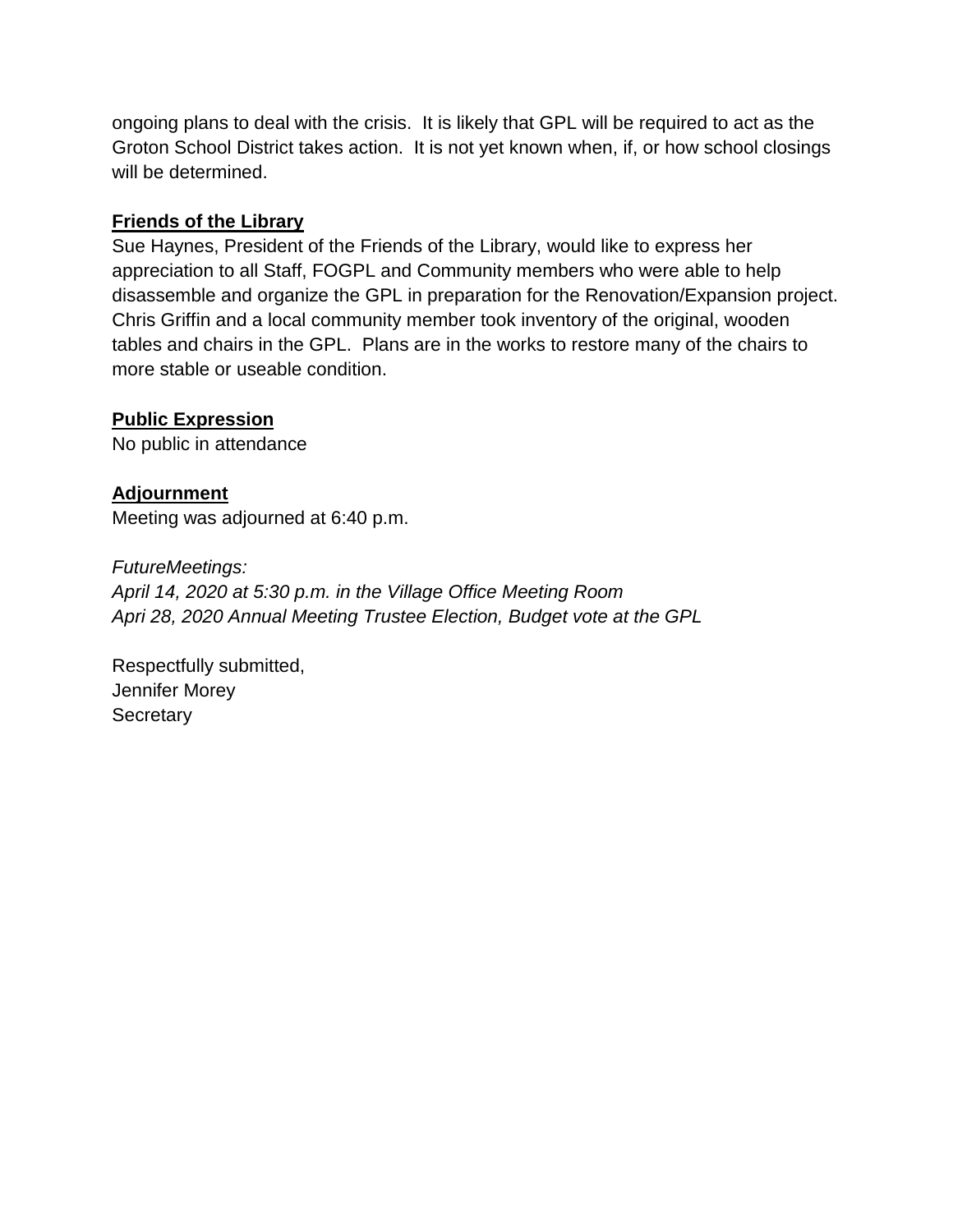ongoing plans to deal with the crisis.  It is likely that GPL will be required to act as the Groton School District takes action.  It is not yet known when, if, or how school closings will be determined.

**Friends of the Library**

Sue Haynes, President of the Friends of the Library, would like to express her appreciation to all Staff, FOGPL and Community members who were able to help disassemble and organize the GPL in preparation for the Renovation/Expansion project. Chris Griffin and a local community member took inventory of the original, wooden tables and chairs in the GPL.  Plans are in the works to restore many of the chairs to more stable or useable condition.

**Public Expression**

No public in attendance

**Adjournment**

Meeting was adjourned at 6:40 p.m.

*FutureMeetings:*
*April 14, 2020 at 5:30 p.m. in the Village Office Meeting Room*
*Apri 28, 2020 Annual Meeting Trustee Election, Budget vote at the GPL*

Respectfully submitted,
Jennifer Morey
Secretary